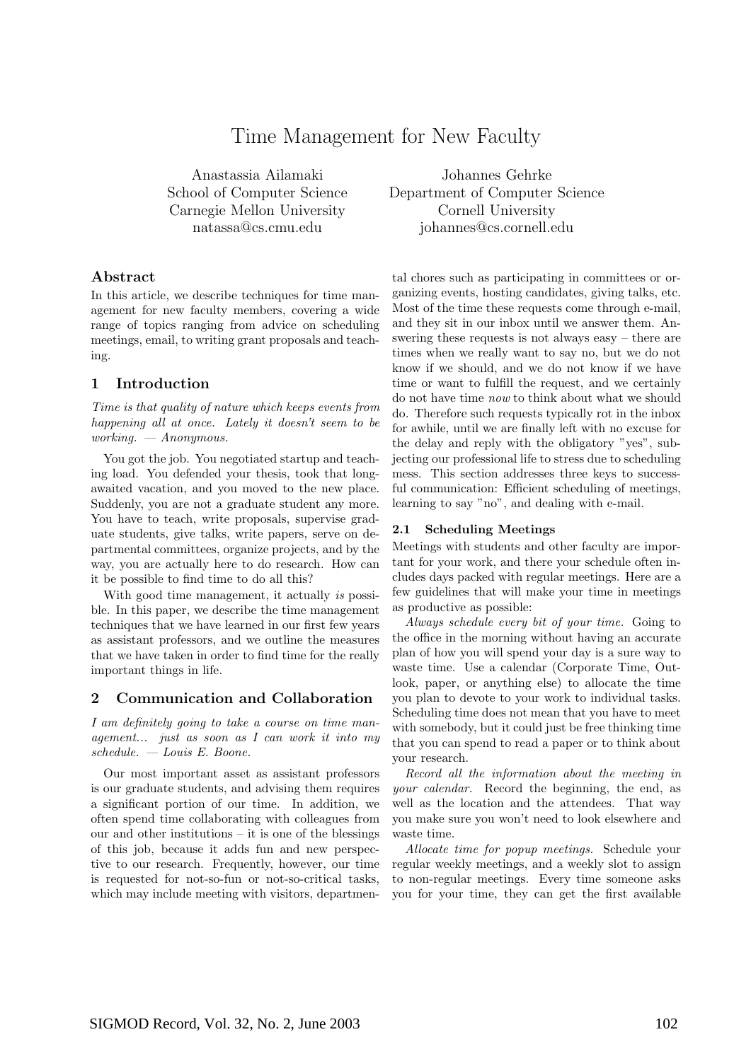# Time Management for New Faculty

Anastassia Ailamaki
School of Computer Science
Carnegie Mellon University
natassa@cs.cmu.edu

Johannes Gehrke
Department of Computer Science
Cornell University
johannes@cs.cornell.edu

## Abstract

In this article, we describe techniques for time management for new faculty members, covering a wide range of topics ranging from advice on scheduling meetings, email, to writing grant proposals and teaching.

## 1 Introduction

*Time is that quality of nature which keeps events from happening all at once. Lately it doesn't seem to be working. — Anonymous.*

You got the job. You negotiated startup and teaching load. You defended your thesis, took that long-awaited vacation, and you moved to the new place. Suddenly, you are not a graduate student any more. You have to teach, write proposals, supervise graduate students, give talks, write papers, serve on departmental committees, organize projects, and by the way, you are actually here to do research. How can it be possible to find time to do all this?

With good time management, it actually *is* possible. In this paper, we describe the time management techniques that we have learned in our first few years as assistant professors, and we outline the measures that we have taken in order to find time for the really important things in life.

## 2 Communication and Collaboration

*I am definitely going to take a course on time management... just as soon as I can work it into my schedule. — Louis E. Boone.*

Our most important asset as assistant professors is our graduate students, and advising them requires a significant portion of our time. In addition, we often spend time collaborating with colleagues from our and other institutions – it is one of the blessings of this job, because it adds fun and new perspective to our research. Frequently, however, our time is requested for not-so-fun or not-so-critical tasks, which may include meeting with visitors, departmental chores such as participating in committees or organizing events, hosting candidates, giving talks, etc. Most of the time these requests come through e-mail, and they sit in our inbox until we answer them. Answering these requests is not always easy – there are times when we really want to say no, but we do not know if we should, and we do not know if we have time or want to fulfill the request, and we certainly do not have time *now* to think about what we should do. Therefore such requests typically rot in the inbox for awhile, until we are finally left with no excuse for the delay and reply with the obligatory "yes", subjecting our professional life to stress due to scheduling mess. This section addresses three keys to successful communication: Efficient scheduling of meetings, learning to say "no", and dealing with e-mail.

### 2.1 Scheduling Meetings

Meetings with students and other faculty are important for your work, and there your schedule often includes days packed with regular meetings. Here are a few guidelines that will make your time in meetings as productive as possible:

*Always schedule every bit of your time.* Going to the office in the morning without having an accurate plan of how you will spend your day is a sure way to waste time. Use a calendar (Corporate Time, Outlook, paper, or anything else) to allocate the time you plan to devote to your work to individual tasks. Scheduling time does not mean that you have to meet with somebody, but it could just be free thinking time that you can spend to read a paper or to think about your research.

*Record all the information about the meeting in your calendar.* Record the beginning, the end, as well as the location and the attendees. That way you make sure you won't need to look elsewhere and waste time.

*Allocate time for popup meetings.* Schedule your regular weekly meetings, and a weekly slot to assign to non-regular meetings. Every time someone asks you for your time, they can get the first available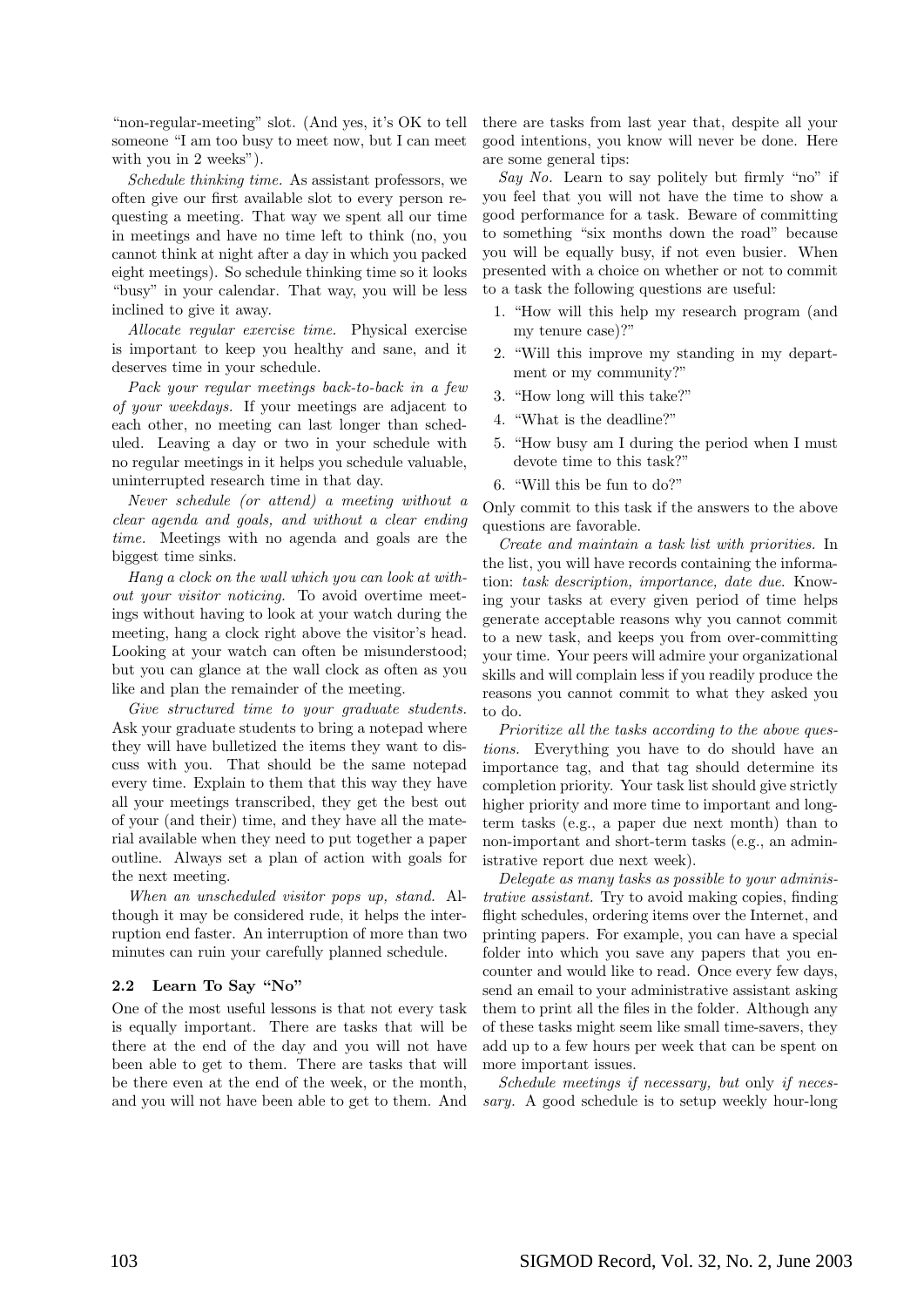"non-regular-meeting" slot. (And yes, it's OK to tell someone "I am too busy to meet now, but I can meet with you in 2 weeks").

*Schedule thinking time.* As assistant professors, we often give our first available slot to every person requesting a meeting. That way we spent all our time in meetings and have no time left to think (no, you cannot think at night after a day in which you packed eight meetings). So schedule thinking time so it looks "busy" in your calendar. That way, you will be less inclined to give it away.

*Allocate regular exercise time.* Physical exercise is important to keep you healthy and sane, and it deserves time in your schedule.

*Pack your regular meetings back-to-back in a few of your weekdays.* If your meetings are adjacent to each other, no meeting can last longer than scheduled. Leaving a day or two in your schedule with no regular meetings in it helps you schedule valuable, uninterrupted research time in that day.

*Never schedule (or attend) a meeting without a clear agenda and goals, and without a clear ending time.* Meetings with no agenda and goals are the biggest time sinks.

*Hang a clock on the wall which you can look at without your visitor noticing.* To avoid overtime meetings without having to look at your watch during the meeting, hang a clock right above the visitor's head. Looking at your watch can often be misunderstood; but you can glance at the wall clock as often as you like and plan the remainder of the meeting.

*Give structured time to your graduate students.* Ask your graduate students to bring a notepad where they will have bulletized the items they want to discuss with you. That should be the same notepad every time. Explain to them that this way they have all your meetings transcribed, they get the best out of your (and their) time, and they have all the material available when they need to put together a paper outline. Always set a plan of action with goals for the next meeting.

*When an unscheduled visitor pops up, stand.* Although it may be considered rude, it helps the interruption end faster. An interruption of more than two minutes can ruin your carefully planned schedule.

### 2.2 Learn To Say "No"

One of the most useful lessons is that not every task is equally important. There are tasks that will be there at the end of the day and you will not have been able to get to them. There are tasks that will be there even at the end of the week, or the month, and you will not have been able to get to them. And there are tasks from last year that, despite all your good intentions, you know will never be done. Here are some general tips:

*Say No.* Learn to say politely but firmly "no" if you feel that you will not have the time to show a good performance for a task. Beware of committing to something "six months down the road" because you will be equally busy, if not even busier. When presented with a choice on whether or not to commit to a task the following questions are useful:

1. "How will this help my research program (and my tenure case)?"
2. "Will this improve my standing in my department or my community?"
3. "How long will this take?"
4. "What is the deadline?"
5. "How busy am I during the period when I must devote time to this task?"
6. "Will this be fun to do?"

Only commit to this task if the answers to the above questions are favorable.

*Create and maintain a task list with priorities.* In the list, you will have records containing the information: *task description, importance, date due*. Knowing your tasks at every given period of time helps generate acceptable reasons why you cannot commit to a new task, and keeps you from over-committing your time. Your peers will admire your organizational skills and will complain less if you readily produce the reasons you cannot commit to what they asked you to do.

*Prioritize all the tasks according to the above questions.* Everything you have to do should have an importance tag, and that tag should determine its completion priority. Your task list should give strictly higher priority and more time to important and long-term tasks (e.g., a paper due next month) than to non-important and short-term tasks (e.g., an administrative report due next week).

*Delegate as many tasks as possible to your administrative assistant.* Try to avoid making copies, finding flight schedules, ordering items over the Internet, and printing papers. For example, you can have a special folder into which you save any papers that you encounter and would like to read. Once every few days, send an email to your administrative assistant asking them to print all the files in the folder. Although any of these tasks might seem like small time-savers, they add up to a few hours per week that can be spent on more important issues.

*Schedule meetings if necessary, but* only *if necessary.* A good schedule is to setup weekly hour-long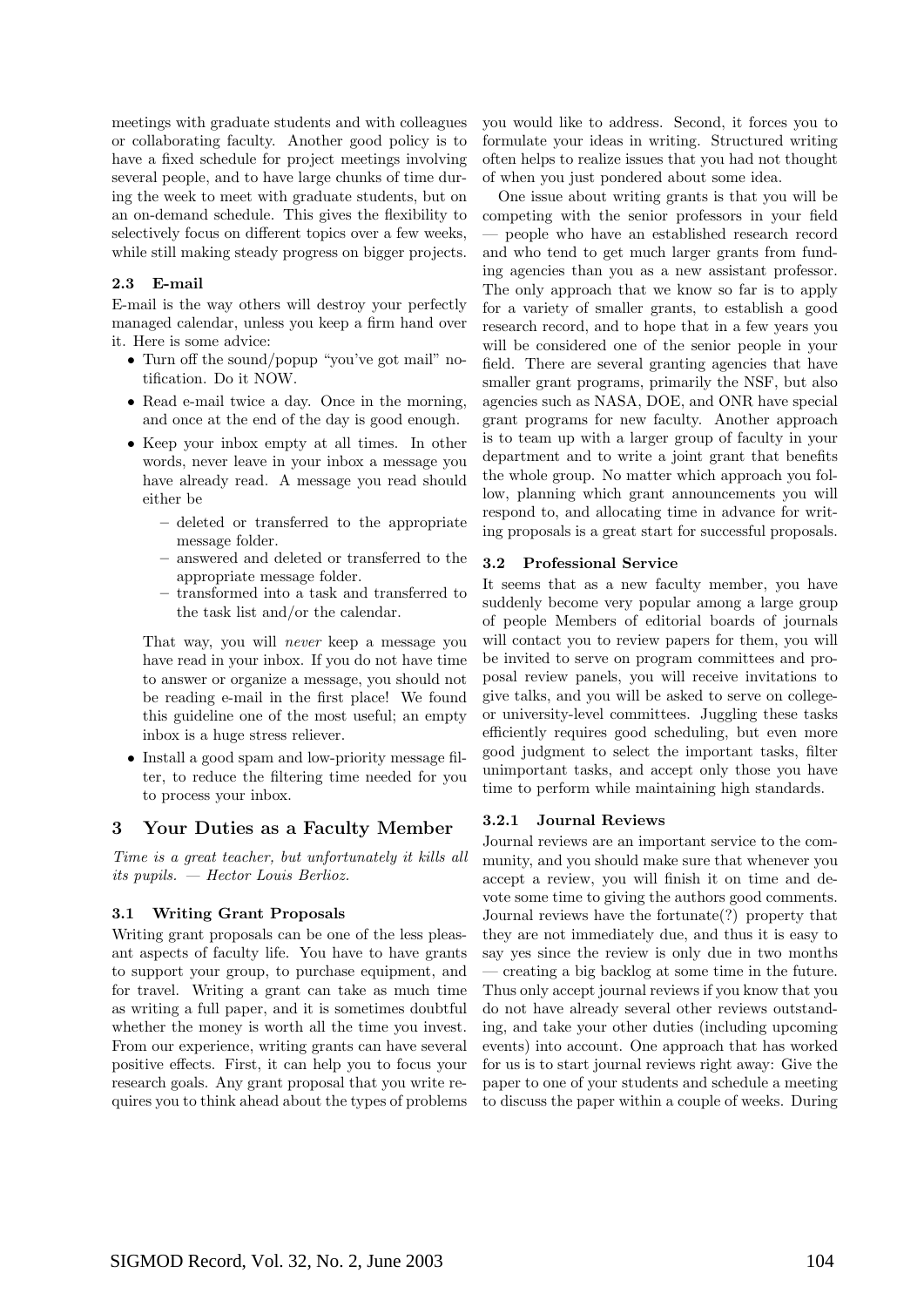meetings with graduate students and with colleagues or collaborating faculty. Another good policy is to have a fixed schedule for project meetings involving several people, and to have large chunks of time during the week to meet with graduate students, but on an on-demand schedule. This gives the flexibility to selectively focus on different topics over a few weeks, while still making steady progress on bigger projects.

### 2.3 E-mail

E-mail is the way others will destroy your perfectly managed calendar, unless you keep a firm hand over it. Here is some advice:

- Turn off the sound/popup "you've got mail" notification. Do it NOW.
- Read e-mail twice a day. Once in the morning, and once at the end of the day is good enough.
- Keep your inbox empty at all times. In other words, never leave in your inbox a message you have already read. A message you read should either be
  - deleted or transferred to the appropriate message folder.
  - answered and deleted or transferred to the appropriate message folder.
  - transformed into a task and transferred to the task list and/or the calendar.

  That way, you will *never* keep a message you have read in your inbox. If you do not have time to answer or organize a message, you should not be reading e-mail in the first place! We found this guideline one of the most useful; an empty inbox is a huge stress reliever.
- Install a good spam and low-priority message filter, to reduce the filtering time needed for you to process your inbox.

## 3 Your Duties as a Faculty Member

*Time is a great teacher, but unfortunately it kills all its pupils. — Hector Louis Berlioz.*

### 3.1 Writing Grant Proposals

Writing grant proposals can be one of the less pleasant aspects of faculty life. You have to have grants to support your group, to purchase equipment, and for travel. Writing a grant can take as much time as writing a full paper, and it is sometimes doubtful whether the money is worth all the time you invest. From our experience, writing grants can have several positive effects. First, it can help you to focus your research goals. Any grant proposal that you write requires you to think ahead about the types of problems you would like to address. Second, it forces you to formulate your ideas in writing. Structured writing often helps to realize issues that you had not thought of when you just pondered about some idea.

One issue about writing grants is that you will be competing with the senior professors in your field — people who have an established research record and who tend to get much larger grants from funding agencies than you as a new assistant professor. The only approach that we know so far is to apply for a variety of smaller grants, to establish a good research record, and to hope that in a few years you will be considered one of the senior people in your field. There are several granting agencies that have smaller grant programs, primarily the NSF, but also agencies such as NASA, DOE, and ONR have special grant programs for new faculty. Another approach is to team up with a larger group of faculty in your department and to write a joint grant that benefits the whole group. No matter which approach you follow, planning which grant announcements you will respond to, and allocating time in advance for writing proposals is a great start for successful proposals.

### 3.2 Professional Service

It seems that as a new faculty member, you have suddenly become very popular among a large group of people Members of editorial boards of journals will contact you to review papers for them, you will be invited to serve on program committees and proposal review panels, you will receive invitations to give talks, and you will be asked to serve on college- or university-level committees. Juggling these tasks efficiently requires good scheduling, but even more good judgment to select the important tasks, filter unimportant tasks, and accept only those you have time to perform while maintaining high standards.

#### 3.2.1 Journal Reviews

Journal reviews are an important service to the community, and you should make sure that whenever you accept a review, you will finish it on time and devote some time to giving the authors good comments. Journal reviews have the fortunate(?) property that they are not immediately due, and thus it is easy to say yes since the review is only due in two months — creating a big backlog at some time in the future. Thus only accept journal reviews if you know that you do not have already several other reviews outstanding, and take your other duties (including upcoming events) into account. One approach that has worked for us is to start journal reviews right away: Give the paper to one of your students and schedule a meeting to discuss the paper within a couple of weeks. During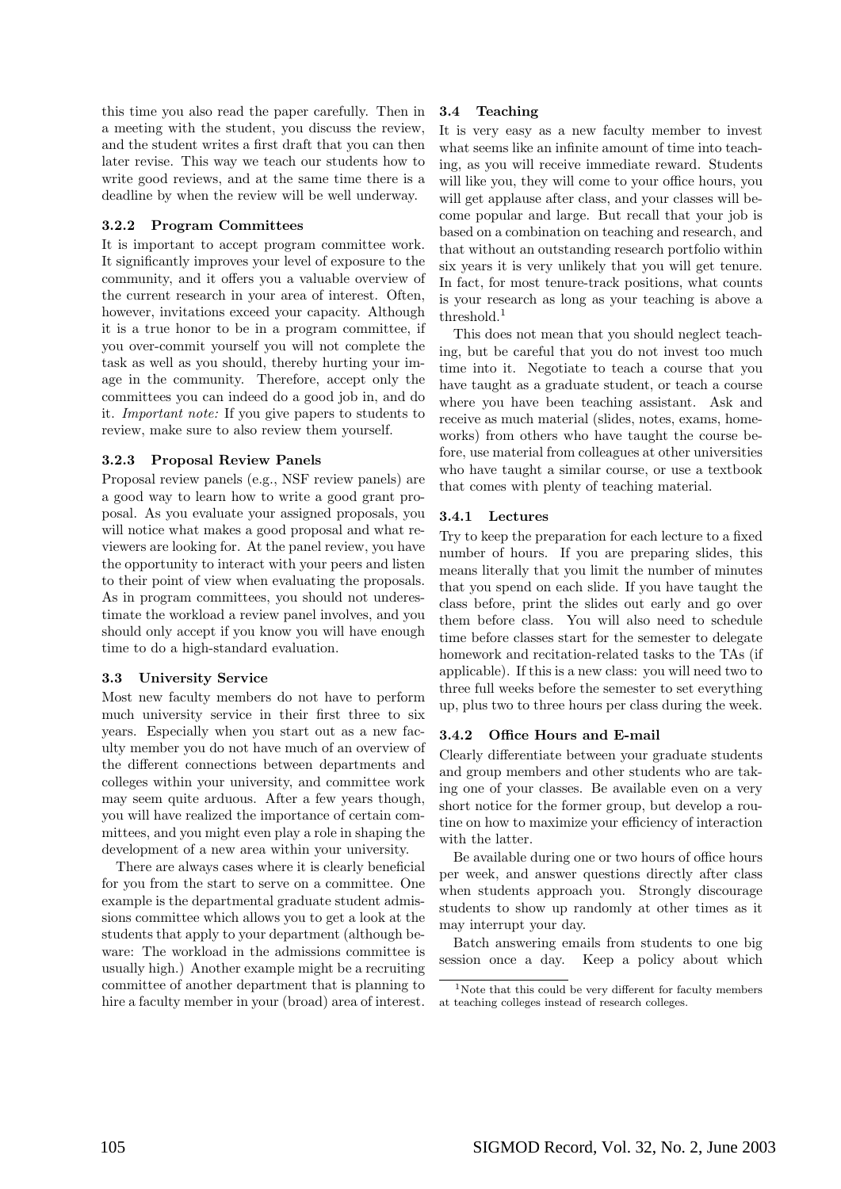this time you also read the paper carefully. Then in a meeting with the student, you discuss the review, and the student writes a first draft that you can then later revise. This way we teach our students how to write good reviews, and at the same time there is a deadline by when the review will be well underway.

#### 3.2.2 Program Committees

It is important to accept program committee work. It significantly improves your level of exposure to the community, and it offers you a valuable overview of the current research in your area of interest. Often, however, invitations exceed your capacity. Although it is a true honor to be in a program committee, if you over-commit yourself you will not complete the task as well as you should, thereby hurting your image in the community. Therefore, accept only the committees you can indeed do a good job in, and do it. *Important note:* If you give papers to students to review, make sure to also review them yourself.

#### 3.2.3 Proposal Review Panels

Proposal review panels (e.g., NSF review panels) are a good way to learn how to write a good grant proposal. As you evaluate your assigned proposals, you will notice what makes a good proposal and what reviewers are looking for. At the panel review, you have the opportunity to interact with your peers and listen to their point of view when evaluating the proposals. As in program committees, you should not underestimate the workload a review panel involves, and you should only accept if you know you will have enough time to do a high-standard evaluation.

### 3.3 University Service

Most new faculty members do not have to perform much university service in their first three to six years. Especially when you start out as a new faculty member you do not have much of an overview of the different connections between departments and colleges within your university, and committee work may seem quite arduous. After a few years though, you will have realized the importance of certain committees, and you might even play a role in shaping the development of a new area within your university.

There are always cases where it is clearly beneficial for you from the start to serve on a committee. One example is the departmental graduate student admissions committee which allows you to get a look at the students that apply to your department (although beware: The workload in the admissions committee is usually high.) Another example might be a recruiting committee of another department that is planning to hire a faculty member in your (broad) area of interest.

### 3.4 Teaching

It is very easy as a new faculty member to invest what seems like an infinite amount of time into teaching, as you will receive immediate reward. Students will like you, they will come to your office hours, you will get applause after class, and your classes will become popular and large. But recall that your job is based on a combination on teaching and research, and that without an outstanding research portfolio within six years it is very unlikely that you will get tenure. In fact, for most tenure-track positions, what counts is your research as long as your teaching is above a threshold.[1]

This does not mean that you should neglect teaching, but be careful that you do not invest too much time into it. Negotiate to teach a course that you have taught as a graduate student, or teach a course where you have been teaching assistant. Ask and receive as much material (slides, notes, exams, homeworks) from others who have taught the course before, use material from colleagues at other universities who have taught a similar course, or use a textbook that comes with plenty of teaching material.

#### 3.4.1 Lectures

Try to keep the preparation for each lecture to a fixed number of hours. If you are preparing slides, this means literally that you limit the number of minutes that you spend on each slide. If you have taught the class before, print the slides out early and go over them before class. You will also need to schedule time before classes start for the semester to delegate homework and recitation-related tasks to the TAs (if applicable). If this is a new class: you will need two to three full weeks before the semester to set everything up, plus two to three hours per class during the week.

#### 3.4.2 Office Hours and E-mail

Clearly differentiate between your graduate students and group members and other students who are taking one of your classes. Be available even on a very short notice for the former group, but develop a routine on how to maximize your efficiency of interaction with the latter.

Be available during one or two hours of office hours per week, and answer questions directly after class when students approach you. Strongly discourage students to show up randomly at other times as it may interrupt your day.

Batch answering emails from students to one big session once a day. Keep a policy about which

[1] Note that this could be very different for faculty members at teaching colleges instead of research colleges.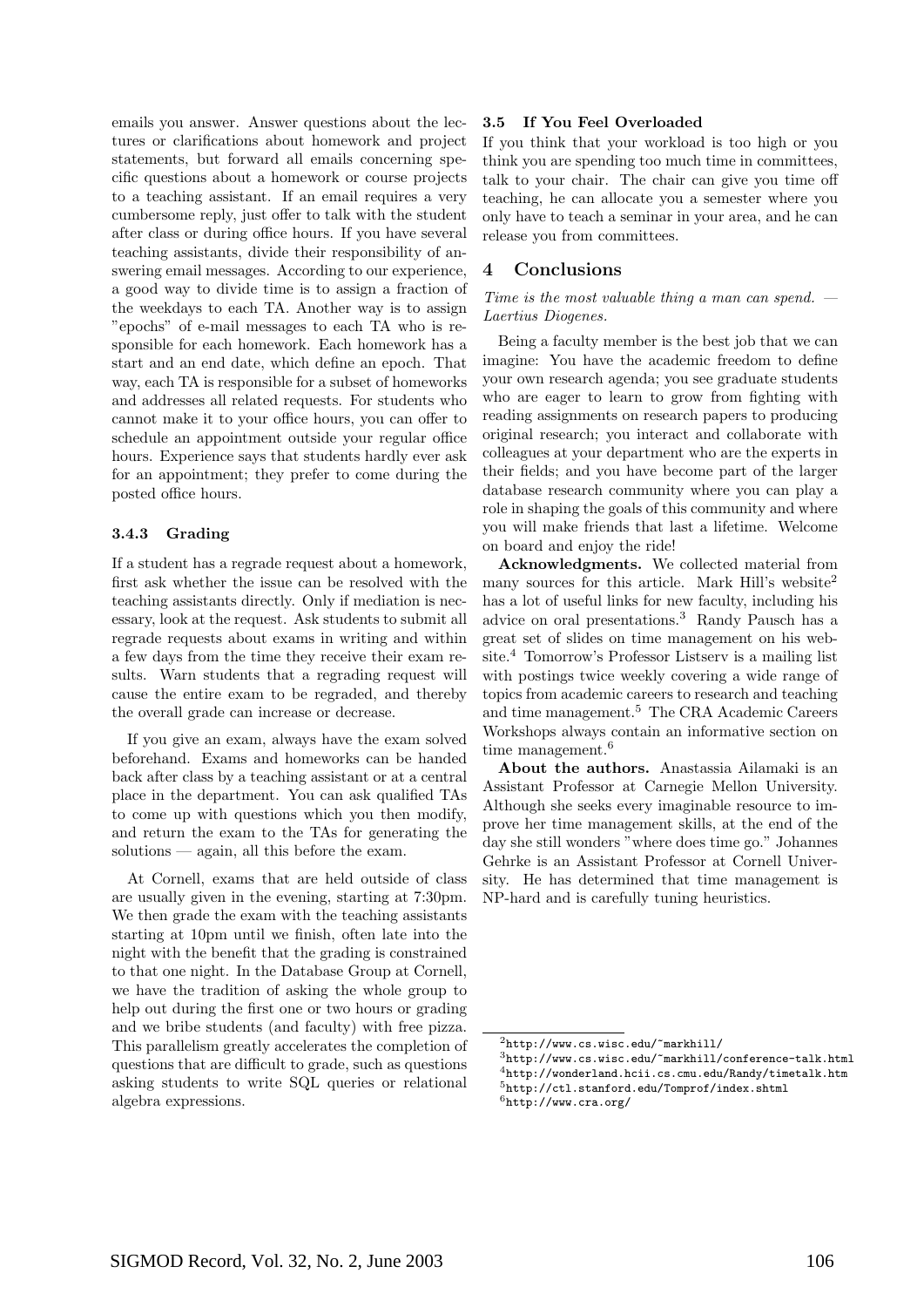emails you answer. Answer questions about the lectures or clarifications about homework and project statements, but forward all emails concerning specific questions about a homework or course projects to a teaching assistant. If an email requires a very cumbersome reply, just offer to talk with the student after class or during office hours. If you have several teaching assistants, divide their responsibility of answering email messages. According to our experience, a good way to divide time is to assign a fraction of the weekdays to each TA. Another way is to assign "epochs" of e-mail messages to each TA who is responsible for each homework. Each homework has a start and an end date, which define an epoch. That way, each TA is responsible for a subset of homeworks and addresses all related requests. For students who cannot make it to your office hours, you can offer to schedule an appointment outside your regular office hours. Experience says that students hardly ever ask for an appointment; they prefer to come during the posted office hours.

#### 3.4.3 Grading

If a student has a regrade request about a homework, first ask whether the issue can be resolved with the teaching assistants directly. Only if mediation is necessary, look at the request. Ask students to submit all regrade requests about exams in writing and within a few days from the time they receive their exam results. Warn students that a regrading request will cause the entire exam to be regraded, and thereby the overall grade can increase or decrease.

If you give an exam, always have the exam solved beforehand. Exams and homeworks can be handed back after class by a teaching assistant or at a central place in the department. You can ask qualified TAs to come up with questions which you then modify, and return the exam to the TAs for generating the solutions — again, all this before the exam.

At Cornell, exams that are held outside of class are usually given in the evening, starting at 7:30pm. We then grade the exam with the teaching assistants starting at 10pm until we finish, often late into the night with the benefit that the grading is constrained to that one night. In the Database Group at Cornell, we have the tradition of asking the whole group to help out during the first one or two hours or grading and we bribe students (and faculty) with free pizza. This parallelism greatly accelerates the completion of questions that are difficult to grade, such as questions asking students to write SQL queries or relational algebra expressions.

### 3.5 If You Feel Overloaded

If you think that your workload is too high or you think you are spending too much time in committees, talk to your chair. The chair can give you time off teaching, he can allocate you a semester where you only have to teach a seminar in your area, and he can release you from committees.

## 4 Conclusions

*Time is the most valuable thing a man can spend. — Laertius Diogenes.*

Being a faculty member is the best job that we can imagine: You have the academic freedom to define your own research agenda; you see graduate students who are eager to learn to grow from fighting with reading assignments on research papers to producing original research; you interact and collaborate with colleagues at your department who are the experts in their fields; and you have become part of the larger database research community where you can play a role in shaping the goals of this community and where you will make friends that last a lifetime. Welcome on board and enjoy the ride!

**Acknowledgments.** We collected material from many sources for this article. Mark Hill's website[2] has a lot of useful links for new faculty, including his advice on oral presentations.[3] Randy Pausch has a great set of slides on time management on his website.[4] Tomorrow's Professor Listserv is a mailing list with postings twice weekly covering a wide range of topics from academic careers to research and teaching and time management.[5] The CRA Academic Careers Workshops always contain an informative section on time management.[6]

**About the authors.** Anastassia Ailamaki is an Assistant Professor at Carnegie Mellon University. Although she seeks every imaginable resource to improve her time management skills, at the end of the day she still wonders "where does time go." Johannes Gehrke is an Assistant Professor at Cornell University. He has determined that time management is NP-hard and is carefully tuning heuristics.

[2] http://www.cs.wisc.edu/~markhill/

[3] http://www.cs.wisc.edu/~markhill/conference-talk.html

[4] http://wonderland.hcii.cs.cmu.edu/Randy/timetalk.htm

[5] http://ctl.stanford.edu/Tomprof/index.shtml

[6] http://www.cra.org/